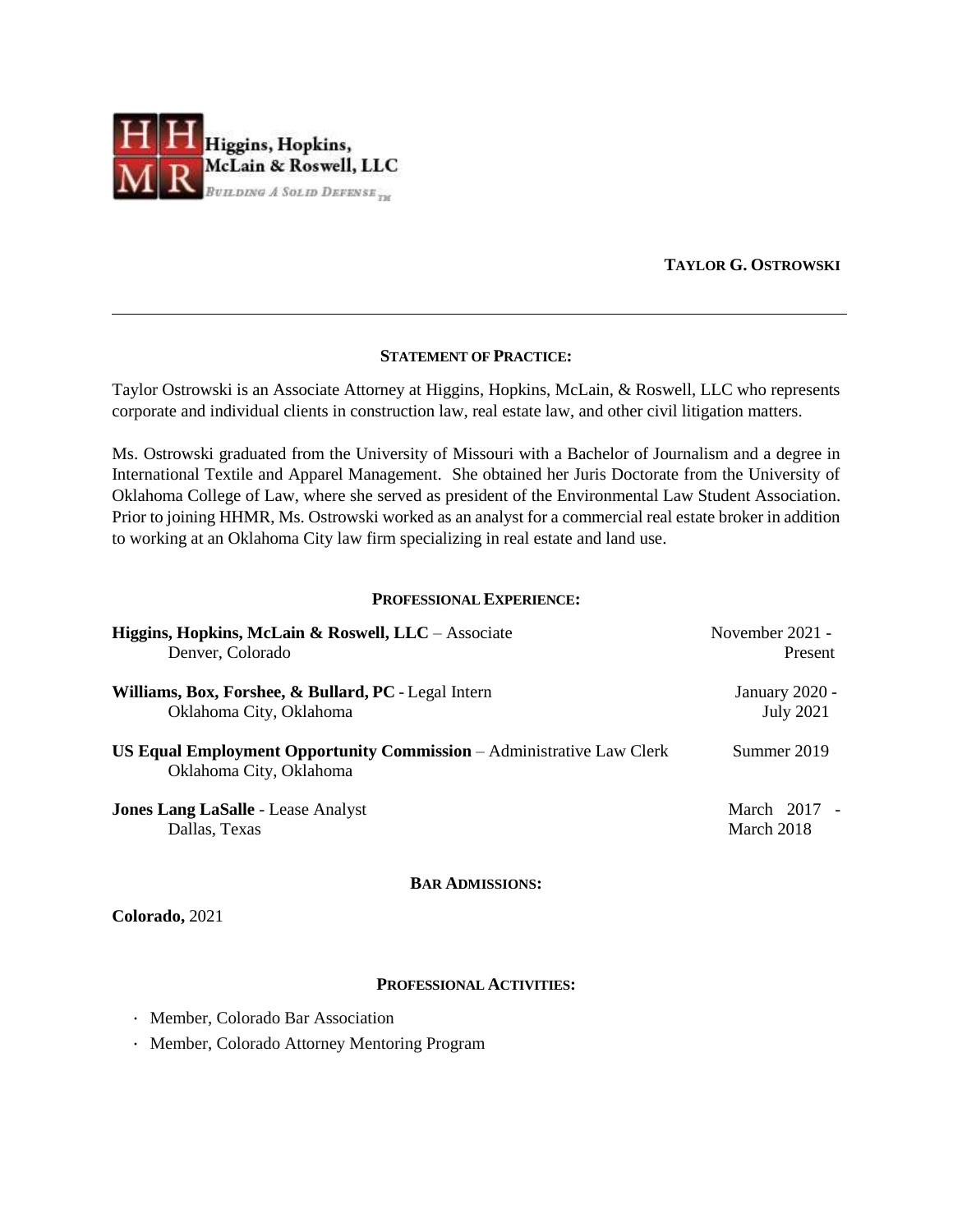Higgins, Hopkins, McLain & Roswell, LLC

*Building A Solid Defense™*

**TAYLOR G. OSTROWSKI**

---

## STATEMENT OF PRACTICE:

Taylor Ostrowski is an Associate Attorney at Higgins, Hopkins, McLain, & Roswell, LLC who represents corporate and individual clients in construction law, real estate law, and other civil litigation matters.

Ms. Ostrowski graduated from the University of Missouri with a Bachelor of Journalism and a degree in International Textile and Apparel Management. She obtained her Juris Doctorate from the University of Oklahoma College of Law, where she served as president of the Environmental Law Student Association. Prior to joining HHMR, Ms. Ostrowski worked as an analyst for a commercial real estate broker in addition to working at an Oklahoma City law firm specializing in real estate and land use.

## PROFESSIONAL EXPERIENCE:

**Higgins, Hopkins, McLain & Roswell, LLC** – Associate — November 2021 - Present
Denver, Colorado

**Williams, Box, Forshee, & Bullard, PC** - Legal Intern — January 2020 - July 2021
Oklahoma City, Oklahoma

**US Equal Employment Opportunity Commission** – Administrative Law Clerk — Summer 2019
Oklahoma City, Oklahoma

**Jones Lang LaSalle** - Lease Analyst — March 2017 - March 2018
Dallas, Texas

## BAR ADMISSIONS:

**Colorado,** 2021

## PROFESSIONAL ACTIVITIES:

- Member, Colorado Bar Association
- Member, Colorado Attorney Mentoring Program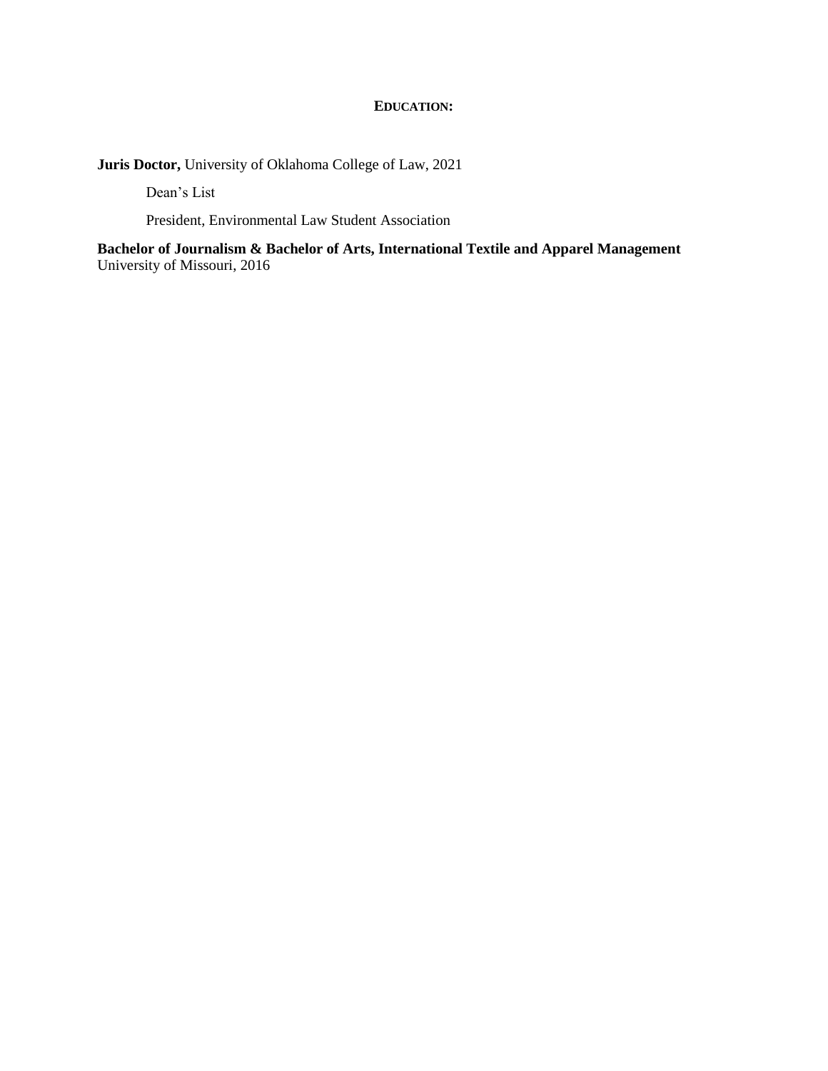## EDUCATION:

**Juris Doctor,** University of Oklahoma College of Law, 2021

Dean's List

President, Environmental Law Student Association

**Bachelor of Journalism & Bachelor of Arts, International Textile and Apparel Management**
University of Missouri, 2016